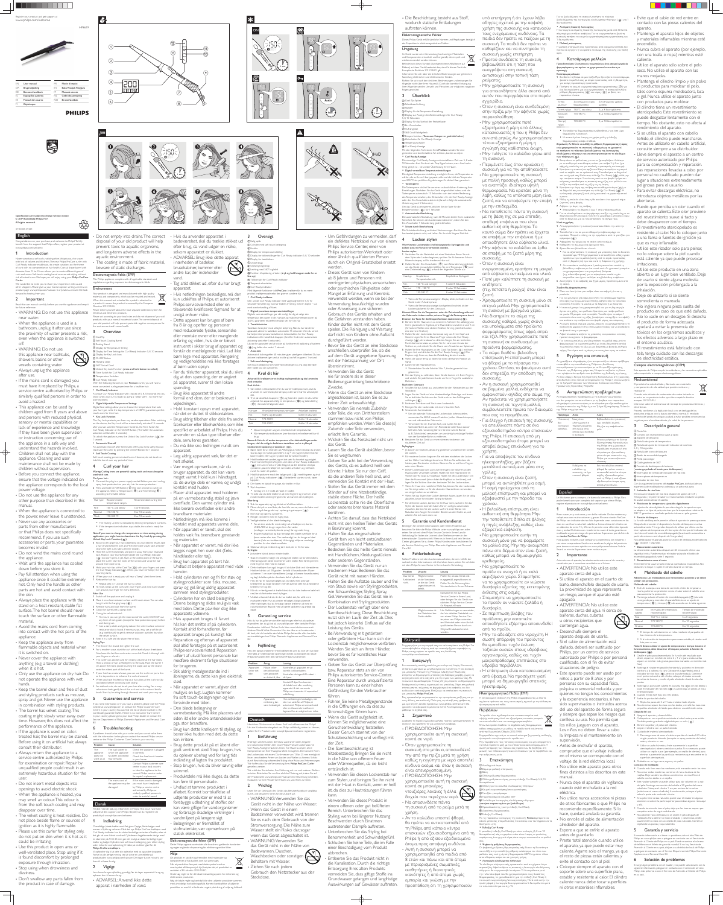Register your product and get support at
www.philips.com/welcome

HP8619

| | | | |
|---|---|---|---|
| EN | User manual | FR | Mode d'emploi |
| DA | Brugervejledning | ID | Buku Petunjuk Pengguna |
| DE | Benutzerhandbuch | IT | Manuale utente |
| EL | Εγχειρίδιο χρήσης | NL | Gebruiksaanwijzing |
| ES | Manual del usuario | NO | Brukerhåndbok |
| FI | Käyttöopas | | |

PHILIPS

Specifications are subject to change without notice
© 2014 Koninklijke Philips N.V.
All rights reserved.

3140 035 39141

## English

Congratulations on your purchase, and welcome to Philips! To fully benefit from the support that Philips offers, register your product at www.philips.com/welcome.

### 1 Introduction

Hyper-contemporary soft curls radiating sheer bounciness: the unseen softness of nature and thickness. The new Philips ProCurler with Cut Ready Indicator enables you to create variations on the theme of curls with autonomous temperature/time control. Choose your desired curl diameter from 16 to 25 mm allows you to create different types of curls and waves. Soft touch coating barrel ensures safe styling without risk of mistreatment. We hope you will enjoy using your Philips ProCurler Curler.

We would like to invite you to share your experience with us and other shoppers. Please give us your honest opinion on your experience: product page www.philips.com/reviews. It only takes a minute! We look forward to hearing from you.

### 2 Important

Read this user manual carefully before you use the appliance and keep it for future reference.

- WARNING: Do not use this appliance near water.
- When the appliance is used in a bathroom, unplug it after use since the proximity of water presents a risk, even when the appliance is switched off.
- WARNING: Do not use this appliance near bathtubs, showers, basins or other vessels containing water.
- Always unplug the appliance after use.
- If the mains cord is damaged, you must have it replaced by Philips, a service centre authorised by Philips or similarly qualified persons in order to avoid a hazard.
- This appliance can be used by children aged from 8 years and above and persons with reduced physical, sensory or mental capabilities or lack of experience and knowledge if they have been given supervision or instruction concerning use of the appliance in a safe way and understand the hazards involved. Children shall not play with the appliance. Cleaning and user maintenance shall not be made by children without supervision.
- Before you connect the appliance, ensure that the voltage indicated on the appliance corresponds to the local power voltage.
- Do not use the appliance for any other purpose than described in this manual.
- When the appliance is connected to the power, never leave it unattended.
- Never use any accessories or parts from other manufacturers or that Philips does not specifically recommend. If you use such accessories or parts, your guarantee becomes invalid.
- Do not wind the mains cord round the appliance.
- Wait until the appliance has cooled down before you store it.
- Pay full attention when using the appliance since it could be extremely hot. Only hold the handle as other parts are hot and avoid contact with the skin.
- Always place the appliance with the stand on a heat-resistant, stable flat surface. The hot barrel should never touch the surface or other flammable material.
- Avoid the mains cord from coming into contact with the hot parts of the appliance.
- Keep the appliance away from flammable objects and material when it is switched on.
- Never cover the appliance with anything (e.g. a towel or clothing) when it is hot.
- Only use the appliance on dry hair. Do not operate the appliance with wet hands.
- Keep the barrel clean and free of dust and styling products such as mousse, spray and gel. Never use the appliance in combination with styling products.
- The barrel has velvet coating. This coating might slowly wear away over time. However, this does not affect the performance of the appliance.
- If the appliance is used on colour treated hair, the barrel may be stained. Before using it on artificial hair, always consult their distributor.
- Always return the appliance to a service centre authorized by Philips for examination or repair. Repair by unqualified people could result in an extremely hazardous situation for the user.
- Do not insert metal objects into openings to avoid electric shock.
- When the appliance is heated, you may smell an odour. This odour is from the soft touch coating and may disappear over time.
- The velvet coating is heat resistive. Do not place beside flame or sources of ignition as it is highly flammable.
- Please use this curler for styling only, do not put on skin when it is hot as it could be irritating.
- Use this product in open area or well-ventilated place. Stop using if it is found discomfort by prolonged exposure through inhalation.
- Stop using when drowsiness and dizziness.
- Don't swallow any parts fallen from the product in case of damage.
- Do not empty into drains. The correct disposal of your old product will help prevent toxic to aquatic organisms, and long-term adverse effects in the aquatic environment.
- The coating is made of fabric material, beware of static discharges.

**Electromagnetic fields (EMF)**

This Philips appliance complies with all applicable standards and regulations regarding exposure to electromagnetic fields.

**Environment**

Your product is designed and manufactured with high quality materials and components, which can be recycled and reused. When this crossed-out wheeled bin symbol is attached to a product it means the product is covered by the European Directive 2012/19/EU.

Please inform yourself about the local separate collection system for electrical and electronic products.

Please act according to your local rules and do not dispose of your old products with your normal household waste. The correct disposal of your old product will help prevent potential negative consequences for the environment and human health.

### 3 Overview

1. Cool Tip
2. Soft Touch Coating Barrel
3. Winding Stand
4. Display for Temperature Setting
5. Display for Time Setting for Curl Ready Indicator: 5, 8, 10 seconds
6. Display for Curl Ready Icon
7. On/Off Button
8. Hanging Loop
9. 360° Swivel Cord
10. Unlock Key Lock Function (**press and hold button to unlock**)
11. Timer button for Curl Ready Indicator
12. Temperature button
13. Curl Ready Indicator

With the following features in your ProCurler curler, you will have a more convenient curling experience for a healthier hair:

- **Curl Ready Indicator**

A unique Curl Ready Indicator with a choice of 5, 8, 10 seconds lets you know when curls are ready by giving a "beep" alert – no more hair over-treatment.

- **Digital Adjustable Temperature Settings**

Digital heat settings allow you to choose the temperature that suits your hair type, with the top temperature of 200°C to guarantee perfect results even for thick hair.

- **Key Lock Function**

The Key Lock protects you from any careless operations. After switching on the device, the Key Lock will be automatically activated 15 seconds after you last used the Temperature Function/the Timer Switch for Curl Ready Indicator or the On/Off Button. Thereafter the buttons selection will be after 5 seconds).

To deactivate the approval, press the Unlock Key Lock Function (⑩) for 1 second.

- **Automatic Shut-off**

An automatic shut-off after 60 minutes offers you extra safety. You can deactivate the curler by pressing the On/Off Button for 1 second.

- **Soft Touch Coating**

Soft touch coating prevents heat burns. However, do not touch or hold the barrel with your fingers.

### 4 Curl your hair

**Warning: Curling irons are powerful styling tools and must always be used with care.**

**Curl your hair**

1. Connect the plug to a power supply socket. Before you start curling, spray heat protection on your dry hair for more protection.
2. Press and hold On/Off Button (⑦) for one second to switch on the appliance. Select a Temperature (⑫) and Timer Setting (⑪) according to the table below:

| Hair type | Recommended temperature ranges | Recommended curling time |
|---|---|---|
| Fine | 160 °C and below | 5 or 8 seconds |
| Normal | 170-190 °C | 8 or 10 seconds |
| Thick | 190-200 °C | 8 or 10 seconds |

- The heating up time is indicated by blinking temperature numbers.
- If the temperature indicators stop to blink, the curler is ready for use.

**Note: If you want to change the temperature or timer setting during the application, you might have to deactivate the Unlock Key Lock Function (⑩).**

3. Brush the hair in any direction. Depending on your desired results take hair strands between 2cm and 3cm. For looser curls, take a thicker strand for tight curls take a thinner strand.
4. Hold the curler horizontally and place it away from your head and face. Position your thumb/fingers beside the Curl Ready Indicator (⑬) then wind the strand of hair from the bottom of the barrel up, starting from the hair ends. The strand will wind the wrapped around the barrel.
5. Hold your hair at the Cool Tip (①) with your fingers and press the Curl Ready Indicator (⑬). When you hear the "beep", the curling starts.
6. When your curl is ready, you will hear a "beep" sound three times.
7. Release the hair curl.
   - Repeat step 3-7 until all the hair is curled.
8. To finish, break up the curls with your fingers and tousle your hair or spray to get a more lasting result.

**After Use**

1. Switch off the appliance and unplug it.
2. Place it on a heat-resistant surface until it cools down. You can also hang it with the hanging loop (⑧).
3. Remove hairs and dust from the barrel.
4. Clean the barrel with a damp cloth.
5. Curling for velvet material
   - To ensure you can get the best result out of the curler DO NOT use any form of wet goods (towels) for heat protection spray) before and during use.
   - Use a damp cloth and gently dab at the velvet curlers wherever needed on the product. Do not use any chemicals or liquids. Do not rub the barrel harshly.
6. Keep it in a safe and dry place, free of dust.

**Styling Tips**

- The thinner the strands the tighter the curl.
- For a smoother result, wrap the curl out of your curl shoulder. Also keep the last few centimeters uncurled. Comb it through with your fingers or a brush.
- The curler can also be used for creating volume at the hair roots. Hold a strand of hair at 90 degrees to the scalp. Place the barrel on above the roots. Leave to curling strand and when hair ends hold in place at the rotated part of the barrel.
- If your hair has a natural wave, you can use the curler on just a few or the key strands to enhance the natural shape.
- When you have finished curling, run your fingers through the curls to relax and soften. Hairspray is optional.
- For defined curls, do not brush your hair after curling. For a wavy loose result, gently brush or comb the hair out with a natural bristle brush. Wait for the hair to go through the barrel and comb over any separated curls.

### 5 Guarantee and service

If you need information or if you have a problem, please visit the Philips website at www.philips.com or contact the Philips Customer Care Centre in your country (you find its phone number in the worldwide guarantee leaflet). If there is no Consumer Care Centre in your country, go to your local Philips dealer or contact the Service Department of Philips Domestic Appliances and Personal Care BV.

### 6 Troubleshooting

If problems should arise with your curler and you cannot solve them with the information below, please contact the nearest Philips service centre or the Philips Customer Care Centre in your country.

| Problem | Cause | Solution |
|---|---|---|
| The curler does not work at all. | The wall socket to which the appliance has been connected maybe faulty. | Check that the appliance is plugged in correctly. Check the fuses/circuit breaker in your home. |
| | | Contact Philips customer care center or your local service centre to get back the repaired Philips service centre or similarly qualified persons. |
| | The mains cord of the appliance may be damaged. | If the mains cord is damaged, you must have it replaced by Philips, a service centre authorized by Philips or similarly qualified persons in order to avoid a hazard. |

## Dansk

Tillykke med dit køb og velkommen til Philips! Hvis du vil have fuldt udbytte af den support, som Philips tilbyder, kan du registrere dit produkt på www.philips.com/welcome.

### 1 Indledning

Overdådige bløde krøller med fint glans fylde. Rene bølger med masser af fylde og volumen. Med den nye Philips ProCurler krøllejern med Curl Ready-indikator kan du skabe forskellige varianter af krøller uden at det går ud over håret. Vælg mellem krølledimensioner fra 16 og op til en diameter på 25 mm, så du kan få din ønskede krøllefacon og lave krøller og bølger. Cylinderen med soft touch-belægning giver sikker styling uden risiko for overophedning. Vi håber, at du vil få glæde af din Philips ProCurler krøllejern.

Vi vil gerne bede dig om at dele dine oplevelser med os og andre kunder. Fortæl os din ærlige mening ved at skrive en anmeldelse på produktsiden www.philips.com/reviews. Det tager kun et minut! Vi ser frem til at høre fra dig.

### 2 Vigtigt

Læs denne brugervejledning grundigt, før du tager apparatet i brug, og opbevar den til senere brug.

- ADVARSEL: Brug ikke dette apparat i nærheden af vand.
- Hvis du anvender apparatet i badeværelset, skal du trække stikket ud efter brug, da vand udgør en risiko, selvom apparatet er slukket.
- ADVARSEL: Brug ikke dette apparat i nærheden af badekar, brusebade, kummer eller andre kar, der indeholder vand.
- Tag altid stikket ud, efter du har brugt apparatet.
- Hvis netledningen beskadiges, må den kun udskiftes af Philips, et autoriseret Philips-serviceværksted eller en tilsvarende kvalificeret fagmand for at undgå enhver risiko.
- Dette apparat kan bruges af børn fra 8 år og opefter og personer med reducerede fysiske, sensoriske eller mentale evner eller manglende erfaring og viden, hvis de er blevet instrueret i sikker brug af apparatet og forstår de medfølgende risici. Lad ikke børn lege med apparatet. Rengøring og vedligeholdelse må ikke foretages af børn uden opsyn.
- Før du tilslutter apparatet, skal du sikre dig at den spænding, der er angivet på apparatet, svarer til den lokale spænding.
- Brug ikke apparatet til andre formål end dem, der er beskrevet i vejledningen.
- Hold konstant opsyn med apparatet, når det er sluttet til stikkontakten.
- Brug aldrig tilbehør eller dele fra andre fabrikanter eller tilbehør/dele, som ikke specifikt er anbefalet af Philips. Hvis du anvender den slags tilbehør eller dele, annulleres garantien.
- Du må ikke sno ledningen rundt om apparatet.
- Lad altid apparatet køle af, før det lægges væk.
- Vær meget opmærksom, når du bruger apparatet, da det kan være meget varmt. Hold kun i håndtaget, da de øvrige dele er varme, og undgå kontakt med huden.
- Placer altid apparatet med holderen på en varmebestandig, stabil og jævn overflade. Den varme cylinder må aldrig berøre overfladen eller andre brandbare materialer.
- Netledningen må ikke komme i kontakt med apparatets varme dele.
- Når apparatet er tændt, skal det holdes væk fra brændbare genstande og materialer.
- Når apparatet er varmt, må der ikke lægges noget hen over det (f.eks. håndklæder eller tøj).
- Brug kun apparatet på tørt hår. Undlad at betjene apparatet med våde hænder.
- Hold cylinderen ren og fri for støv og stylingprodukter som f.eks. mousse, spray og gel. Brug aldrig apparatet sammen med stylingprodukter.
- Cylinderen har en blød belægning. Denne belægning slides muligvis væk med tiden. Dette påvirker dog ikke apparatets ydeevne.
- Hvis apparatet bruges til farvet hår, kan det smitte af på cylinderen. Kontakt altid forhandleren, før apparatet bruges på kunstigt hår.
- Returner altid apparatet til et Philips-autoriseret serviceværksted til kontrol eller reparation. Reparation udført af ukvalificerede personer kan medføre ekstremt farlige situationer for brugeren.
- Stik aldrig metalgenstande ind i åbningerne, da dette kan give elektrisk stød.
- Når apparatet er varmt, afgiver det muligvis en lugt. Lugten kommer fra soft touch-belægningen og kan forsvinde med tiden.
- Den bløde belægning er varmebestandig. Må ikke placeres ved siden af åben ild eller andre antændelseskilder, da den er meget brandbar.
- Brug kun dette krøllejern til styling, og anbring det ikke på huden, når det er varmt, da dette kan irritere.
- Brug dette produkt på et åbent eller godt ventileret sted. Stop brugen, hvis du oplever ubehag ved for lang tids indånding af lugten fra produktet.
- Stop brugen, hvis du bliver søvnig eller svimmel.
- Produktdele må ikke sluges, da dette kan føre til personskade.
- Undlad at tømme produktet i afløbet. Korrekt bortskaffelse af udtjente produkter er med til at forebygge udledning af stoffer, der kan være giftige for vandorganismer og forårsage skadelige virkninger i vandmiljøet på længere sigt.
- Belægningen er fremstillet af stofmateriale, vær opmærksom på statisk elektricitet.

**Elektromagnetiske felter (EMF)**

Dette Philips apparat overholder alle branchens gældende standarder og regler angående eksponering for elektromagnetiske felter.

**Miljø**

Dit produkt er udviklet og fremstillet i materialer og komponenter af høj kvalitet, som kan genanvendes. Når et produkt er forsynet med dette symbol med en overkrydset affaldsspand på hjul, betyder det, at produktet er omfattet af EU-direktiv 2012/19/EU.

Undersøg reglerne for dit lokale indsamlingssystem for elektriske og elektroniske produkter.

Følg de lokale regler og bortskaf ikke dine udtjente produkter sammen med almindeligt husholdningsaffald. Korrekt bortskaffelse af udtjente produkter er med til at forhindre negativ påvirkning af miljøet og helbredet.

### 3 Oversigt

1. Kølig spids
2. Cylinder med soft touch-belægning
3. Holder
4. Display for temperaturindstilling
5. Display for tidsindstilling for Curl Ready-indikator: 5, 8, 10 sekunder
6. Display for krølleikon
7. On/off-knap
8. Ophængningsløkke
9. 360° drejeligt ledning
10. Funktion til oplåsning af tastelås (**tryk og hold knappen nede for at låse op**)
11. Timerknap for Curl Ready-indikator
12. Temperaturknap
13. Curl Ready-indikator

Med følgende funktioner i dit **ProCurler**-krøllejern, får du en mere praktisk krølleoplevelse, der giver et sundere hår:

- **Curl Ready-indikator**

Den unikke Curl Ready-indikator med valgmulighederne 5, 8, 10 sekunder lader dig vide, når krøllerne er færdige med en biplyd – så er håret ikke overbehandlet.

- **Digitalt justerbare temperaturindstillinger**

Digitale varmeindstillinger gør det muligt for dig at vælge den temperatur, der passer til din hårtype med en maksimal temperatur på 200°C, som garanterer perfekte resultater selv for tykt hår.

- **Tastelåsfunktion**

Tastelåsen beskytter mod utilsigtet betjening. Når du har tændt for apparatet, aktiveres tastelåsen automatisk 15 sekunder efter du senest har betjent temperaturfunktionen, timerkontakten for Curl Ready-indikatoren eller On/Off-knappen. Herefter tastevalg låses efter 5 sekunder).

Hvis du vil deaktivere låsen, skal du trykke på funktionen til oplåsning af tastelåsen (⑩) i 1 sekund.

- **Auto-sluk**

En automatisk slukning efter 60 minutter giver yderligere sikkerhed. Du kan deaktivere krøllejernet ved at trykke på on/off-knappen i 1 sekund.

- **Soft touch-belægning**

Soft touch-belægning forhindrer forbrændinger. Du må dog ikke røre eller holde fast om cylinderen.

### 4 Krøl dit hår

**Advarsel: Krøllejern er kraftige stylingredskaber og skal anvendes med omtanke.**

**Krøl dit hår**

1. Sæt stikket i stikkontakten. Før du starter krøllebehandlingen, skal du anvende en varmebeskyttende spray i det tørre hår for at beskytte det.
2. Tryk på tænd/sluk-knappen (⑦) og hold den nede i et sekund for at tænde for apparatet. Vælg temperatur (⑫) og tidsindstilling (⑪) i henhold til tabellen nedenfor:

| Hårtype | Anbefalede temperaturintervaller | Anbefalet krølletid |
|---|---|---|
| Fint | 160°C og derunder | 5 eller 8 sekunder |
| Normalt | 170-190 °C | 8 eller 10 sekunder |
| Tykt | 190-200°C | 8 eller 10 sekunder |

- Opvarmningstiden angives med blinkende temperaturtal.
- Når temperaturindikatorerne holder op med at blinke, er krøllejernet klar til brug.

**Bemærk: Hvis du vil ændre temperatur eller tidsindstillingen under brugen, skal du muligvis deaktivere funktionen ved at trykke på tastelåsfunktionen (⑩).**

3. Børst håret i en retning. Afhængigt af dit ønskede resultat skal du tage hårlokker på 2 cm og 3 cm. Du skal tage en tykkere lok for at få løse krøller og en tyndere lok for tætte krøller.
4. Hold krøllejernet vandret og placer det væk fra hovedet og ansigtet. Placer tommelfingeren/fingrene ved siden af Curl Ready-indikatoren (⑬) og vikl derefter hårlokken fra bunden af cylinderen og op, startende fra hårspidserne. Lokken vikles rundt om cylinderen.
5. Hold dit hår ved den kølige spids (①) med fingrene, og tryk på Curl Ready-indikatoren (⑬). Når du hører biplyden, starter krølningen.
6. Når krøllen er færdig, hører du en biplyd tre gange.
7. Slip krøllen.
   - Gentag trin 3-7, indtil alt håret er krøllet.
8. For at afslutte skal du bryde krøllerne op med fingrene og redde håret eller bruge hårspray for et mere holdbart resultat.

**Efter brug**

1. Sluk for apparatet, og tag stikket ud af stikkontakten.
2. Placer det på en varmebestandig overflade, indtil det er kølet af. Du kan også hænge det op i ophængningsløkken (⑧).
3. Fjern hår og støv fra cylinderen.
4. Rengør cylinderen med en fugtig klud.
5. Krølning med velourmateriale
   - For at sikre at du får det bedste resultat fra krøllejernet, må du IKKE bruge nogen form for våde produkter (hårspray eller varmebeskyttende spray) før og under brugen.
   - Brug en fugtig klud, og dup forsigtigt den bløde overflade hvor det er nødvendigt. Brug ikke kemikalier eller væsker. Gnid ikke hårdt på cylinderen.
6. Opbevar det et sikkert og tørt sted, fri for støv.

**Stylingtips**

- Jo tyndere lokker, jo tættere krøller.
- Hvis du ønsker et blødere resultat, skal du vikle krøllen væk fra skulderen. Lad også de sidste centimeter være ukrøllede. Red det igennem med fingrene eller en børste.
- Krøllejernet kan også bruges til at skabe volumen ved hårrødderne. Hold en hårlok i 90 graders vinkel i forhold til hovedbunden. Placer cylinderen oven over rødderne.
- Hvis dit hår har naturlige bølger, kan du bruge krøllejernet på nogle få lokker for at fremhæve den naturlige form.
- Når du er færdig med at krølle, skal du køre fingrene gennem krøllerne for at løsne og blødgøre dem. Hårspray er valgfrit.
- For definerede krøller må du ikke børste håret efter krølningen. For et løst, bølget resultat skal du børste eller rede håret forsigtigt ud med en børste med naturlige børstehår.

### 5 Garanti og service

Hvis du har brug for service eller oplysninger, eller har et problem, kan du gå ind på Philips' websted på www.philips.com eller kontakte Philips Kundecenter i dit land. Du finder telefonnummeret i den vedlagte folder om international garanti. Hvis der ikke er et kundecenter i dit land, bedes du kontakte din lokale Philips-forhandler eller kontakte serviceafdelingen hos Philips Domestic Appliances and Personal Care BV.

### 6 Fejlfinding

Hvis der opstår problemer med krøllejernet som du ikke selv kan løse ved hjælp af nedenstående oplysninger, bedes du kontakte det nærmeste Philips-servicecenter eller Philips Kundecenter i dit land.

| Problem | Årsag | Løsning |
|---|---|---|
| Apparatet virker slet ikke. | Muligvis virker den stikkontakt, som apparatet er tilsluttet, ikke. | Kontroller, at apparatet er sat korrekt i stikkontakten. Kontroller sikringerne i dit hjem. |
| | | Kontakt Philips kundecenter eller dit lokale servicecenter for at få bragt apparatet til et Philips servicecenter eller tilsvarende kvalificerede fagfolk. |
| | Apparatets netledning kan være beskadiget. | Hvis netledningen beskadiges, må den kun udskiftes af Philips, et autoriseret Philips-serviceværksted eller en tilsvarende kvalificeret fagmand for at undgå enhver risiko. |

## Deutsch

Herzlichen Glückwunsch zu Ihrem Kauf und willkommen bei Philips! Um das Kundendienstangebot von Philips vollständig nutzen zu können, sollten Sie Ihr Produkt unter www.philips.com/welcome registrieren.

### 1 Einführung

Hochaktuelle weiche Locken mit Glanz: versteckter Volumen und natürliches Aussehen. Mit dem neuen Philips ProCurler mit Curl Ready-Anzeige kreieren Sie unterschiedliche Lockenvarianten ohne, dass Ihr Haar dabei überbeansprucht wird. Wählen Sie einen gewünschten Lockendurchmesser zwischen 16 und 25 mm, um verschiedene Locken- und Wellen-Looks zu kreieren. Der Stab mit Soft-Touch-Beschichtung sorgt für sicheres Styling ohne Risiko einer Überhitzung. Wir wünschen Ihnen viel Freude mit Ihrem Philips ProCurler Lockenstab.

Wir möchten Sie einladen, Ihre Erfahrung mit uns und anderen Käufern zu teilen. Bitte geben Sie uns Ihre ehrliche Meinung über Ihre Erfahrung auf der Produktseite www.philips.com/reviews. Es dauert nur eine Minute! Wir freuen uns, von Ihnen zu hören.

### 2 Wichtig

Lesen Sie vor Gebrauch des Geräts das Benutzerhandbuch sorgfältig durch, und bewahren Sie es für die Zukunft auf.

- WARNUNG: Verwenden Sie das Gerät nicht in der Nähe von Wasser.
- Wenn das Gerät in einem Badezimmer verwendet wird, trennen Sie es nach dem Gebrauch von der Stromversorgung. Die Nähe zum Wasser stellt ein Risiko dar, sogar wenn das Gerät ausgeschaltet ist.
- WARNUNG: Verwenden Sie das Gerät nicht in der Nähe von Badewannen, Duschen, Waschbecken oder sonstigen Behältern mit Wasser.
- Ziehen Sie nach jedem Gebrauch den Netzstecker aus der Steckdose.
- Um Gefährdungen zu vermeiden, darf ein defektes Netzkabel nur von einem Philips Service-Center, einer von Philips autorisierten Werkstatt oder einer ähnlich qualifizierten Person durch ein Original-Ersatzkabel ersetzt werden.
- Dieses Gerät kann von Kindern ab 8 Jahren und Personen mit verringerten physischen, sensorischen oder psychischen Fähigkeiten oder Mangel an Erfahrung und Kenntnis verwendet werden, wenn sie bei der Verwendung beaufsichtigt wurden oder Anweisung zum sicheren Gebrauch des Geräts erhalten und die Gefahren verstanden haben. Kinder dürfen nicht mit dem Gerät spielen. Die Reinigung und Wartung darf nicht von Kindern ohne Aufsicht durchgeführt werden.
- Bevor Sie das Gerät an eine Steckdose anschließen, überprüfen Sie, ob die auf dem Gerät angegebene Spannung mit der Netzspannung vor Ort übereinstimmt.
- Verwenden Sie das Gerät für nichts anderes als in dieser Bedienungsanleitung beschriebene Zwecke.
- Wenn das Gerät an eine Steckdose angeschlossen ist, lassen Sie es zu keiner Zeit unbeaufsichtigt.
- Verwenden Sie niemals Zubehör oder Teile, die von Drittherstellern stammen bzw. nicht von Philips empfohlen werden. Wenn Sie diese(s) Zubehör oder Teile verwenden, erlischt Ihre Garantie.
- Wickeln Sie das Netzkabel nicht um das Gerät.
- Lassen Sie das Gerät abkühlen, bevor Sie es wegräumen.
- Geben Sie acht bei der Verwendung des Geräts, da es äußerst heiß sein könnte. Halten Sie nur den Griff, da die anderen Teile heiß sind, und vermeiden Sie Kontakt mit der Haut.
- Stellen Sie das Gerät immer mit dem Ständer auf eine hitzebeständige, stabile ebene Oberfläche. Der heiße Lockenstab sollte nie die Oberfläche oder anderes brennbares Material berühren.
- Achten Sie darauf, dass das Netzkabel nicht mit den heißen Teilen des Geräts in Berührung kommt.
- Halten Sie das eingeschaltete Gerät fern von leicht entzündbaren Gegenständen und Materialien.
- Bedecken Sie das heiße Gerät niemals mit Handtüchern, Kleidungsstücken oder anderen Gegenständen.
- Verwenden Sie das Gerät nur an trockenem Haar. Bedienen Sie das Gerät nicht mit nassen Händen.
- Halten Sie die Aufsätze sauber und frei von Staub sowie von Stylingprodukten wie Schaumfestiger, Styling-Spray, Gel. Verwenden Sie das Gerät nie in Kombination mit Stylingprodukten.
- Der Lockenstab verfügt über eine Samtbeschichtung. Diese Beschichtung nutzt sich im Laufe der Zeit ab. Dies hat jedoch keinerlei Einfluss auf die Leistung des Geräts.
- Bei Verwendung mit gefärbtem oder gefärbtem Haar kann sich der Lockenstab möglicherweise verfärben. Bevor Sie es für künstliches Haar verwenden, konsultieren Sie den Händler.
- Geben Sie das Gerät zur Überprüfung bzw. Reparatur stets an ein von Philips autorisiertes Service-Center. Eine Reparatur durch unqualifizierte Personen kann zu einer hohen Gefährdung für den Benutzer führen.
- Führen Sie keine Metallgegenstände in die Öffnungen ein, da dies zu Stromschlägen führen kann.
- Wenn das Gerät aufgeheizt ist, können Sie möglicherweise einen Geruch wahrnehmen. Dieser Geruch stammt von der Schutzbeschichtung und verfliegt mit der Zeit.
- Die Samtbeschichtung ist hitzebeständig. Bringen Sie sie nicht in die Nähe von offenem Feuer oder Wärmequellen, da sie leicht entzündlich ist.
- Verwenden Sie diesen Lockenstab nur zum Stylen, und bringen Sie ihn nicht mit der Haut in Kontakt, wenn er heiß ist, da dies zu Hautreizungen führen kann.
- Verwenden Sie dieses Produkt in einem offenen oder gut belüfteten Bereich. Unterbrechen Sie die Verwendung, wenn Sie längeres Einatmen als unangenehm empfinden.
- Unterbrechen Sie das Styling bei Benommenheit und Schwindelgefühl.
- Schlucken Sie keine Teile, die im Falle einer Beschädigung vom Produkt abbrechen.
- Entleeren Sie das Produkt nicht in die Kanalisation. Durch die richtige Entsorgung Ihres alten Produkts vermeiden Sie, dass giftige Stoffe ins Grundwasser gelangen und langfristige Auswirkungen auf Gewässer auftreten.
- Die Beschichtung besteht aus Stoff, wodurch statische Entladungen auftreten können.

**Elektromagnetische Felder**

Dieses Philips Gerät erfüllt sämtliche Normen und Regelungen bezüglich der Exposition in elektromagnetischen Feldern.

**Umgebung**

Ihr Gerät wurde unter Verwendung hochwertiger Materialien und Komponenten entwickelt und hergestellt, die recycelt und wiederverwendet werden können. Befindet sich dieses Symbol (durchgestrichene Abfalltonne auf Rädern) auf dem Gerät, bedeutet dies, dass für dieses Gerät die Europäische Richtlinie 2012/19/EU gilt.

Informieren Sie sich über die örtlichen Bestimmungen zur getrennten Sammlung elektrischer und elektronischer Geräte.

Richten Sie sich nach den örtlichen Bestimmungen und entsorgen Sie Altgeräte nicht über Ihren Hausmüll. Durch die korrekte Entsorgung Ihrer Altgeräte werden Umwelt und Menschen vor möglichen negativen Folgen geschützt.

### 3 Überblick

1. Cool-Tip-Spitze
2. Samtbeschichtung
3. Ständer
4. Display für die Temperatur-Einstellung
5. Display zur Anzeige der Zeiteinstellung für die Curl Ready: 5, 8, 10 Sekunden
6. Display für das Symbol der Fertiglocken
7. Ein-/Ausschalter
8. Aufhängeöse
9. 360°-Drehgelenkkabel
10. Entsperrfunktion (**Taste zum Entsperren gedrückt halten**)
11. Zeitschalter für Curl Ready-Anzeige
12. Temperaturtaste
13. Curl Ready-Anzeige

Mit den folgenden Funktionen Ihres **ProCurler** werden Sie mehr genießen und komfortabler Ihr Locken-Locken zu stylen:

- **Curl Ready-Anzeige**

Die einzigartige Curl Ready-Anzeige ermöglicht Ihnen die Wahl zwischen 5, 8 oder 10 Sekunden: durch ein Piep-Signal wissen Sie, wann Ihre Locke fertig ist. So werden Überhitzung Ihres Haares vermieden.

- **Digital verstellbare Temperatureinstellungen**

Die digitalen Temperatureinstellungen ermöglichen Ihnen, die Temperatur zu wählen, die Ihrem Haartyp entspricht, wobei die höchste Temperatur von 200°C für perfekte Ergebnisse sorgt. Für dickes Haar geeignet.

- **Tastensperre**

Die Tastensperre schützt Sie vor einer unabsichtlichen Bedienung. Nach dem Einschalten des Geräts wird die Tastensperre automatisch 15 Sekunden nach der letzten Betätigung der Temperatur- oder Zeitschalter oder Ein-/Ausschalter aktiviert. Die Auswahl der Tasten erfolgt nach 5 Sekunden.

Um die Sperre zu deaktivieren, drücken Sie die Taste für die Entsperrfunktion (⑩) 1 Sekunde lang.

- **Automatische Abschaltung**

Eine automatische Abschaltung nach 60 Minuten bietet Ihnen zusätzliche Sicherheit. Sie können den Lockenstab deaktivieren, indem Sie den Ein-/Ausschalter 1 Sekunde lang gedrückt halten.

- **Sichere Soft-Touch-Beschichtung**

Die Soft-Touch-Beschichtung verhindert Verbrennungen. Berühren Sie den Lockenstab jedoch nicht, und halten Sie ihn nicht mit den Fingern fest.

### 4 Locken stylen

**Warnhinweis: Lockenstäbe sind leistungsstarke Stylinggeräte und sollten stets mit Vorsicht verwendet werden.**

**Locken stylen**

1. Verbinden Sie das Netzkabel mit einer Steckdose. Bevor Sie beginnen, Ihr Haar zu stylen, tragen Sie auf Ihr trockenes Haar einen Hitzeschutzspray für mehr Schutz auf.
2. Halten Sie den Ein-/Ausschalter (⑦) eine Sekunde lang gedrückt, um das Gerät einzuschalten. Wählen Sie die Temperatur (⑫) und den Timer (⑪) entsprechend der Tabelle:

| Haartyp | Empfohlene Temperaturbereiche | Empfohlene Stylingzeit |
|---|---|---|
| Fein | 160 °C und weniger | 5 oder 8 Sekunden |
| Normal | 170 - 190 °C | 8 oder 10 Sekunden |
| Dick | 190 - 200 °C | 8 oder 10 Sekunden |

- Wenn die Temperaturanzeige im Display blinkt, befindet sich das Gerät in der Aufheizphase.
- Wenn die Temperaturanzeige aufhört zu blinken, ist der Lockenstab einsatzbereit.

**Hinweis: Wenn Sie die Temperatur oder die Zeiteinstellung während der Anwendung ändern möchten, müssen Sie ggf. die Tastensperre durch Drücken der Taste für die Entsperrfunktion (⑩) deaktivieren.**

3. Bürsten Sie Ihr Haar in eine Richtung. Je nach gewünschtem Ergebnis nehmen Sie Strähnen von 2 cm bis 3 cm. Für lockere Locken nehmen Sie eine dickere Strähne, für feste Locken eine dünnere Strähne.
4. Halten Sie den Lockenstab horizontal und entfernt von Kopf und Gesicht. Platzieren Sie Daumen/Finger neben der Curl Ready-Anzeige (⑬) und wickeln Sie die Strähne vom unteren Ende des Stabs nach oben, beginnend an den Haarspitzen.
5. Halten Sie Ihr Haar mit den Fingern an der Cool-Tip-Spitze (①) und drücken Sie die Curl Ready-Anzeige (⑬). Wenn Sie den Piepton hören, beginnt der Lockenvorgang.
6. Wenn die Locke fertig ist, ertönt dreimal ein Piepton.
7. Lassen Sie die Haarsträhne los.
   - Wiederholen Sie die Schritte 3 bis 7, bis das gesamte Haar gelockt ist.
8. Um das Styling zu vollenden, lösen Sie die Locken mit Ihren Fingern, und verwenden Sie Haarspray für ein länger anhaltendes Ergebnis.

**Nach dem Gebrauch**

1. Schalten Sie das Gerät aus, und ziehen Sie den Netzstecker aus der Steckdose.
2. Legen Sie das Gerät auf eine hitzebeständige Unterlage, und lassen Sie es abkühlen. Sie können es auch an der Aufhängeöse (⑧) aufhängen.
3. Entfernen Sie Haare und Staub vom Lockenstab.
4. Reinigen Sie den Lockenstab mit einem feuchten Tuch.
5. Lockenstab mit Samtbeschichtung
   - Um die besten Ergebnisse mit dem Lockenstab zu erzielen, verwenden Sie KEINE nassen Produkte (wie Haarspray oder Hitzeschutzspray) vor und während der Anwendung.
   - Verwenden Sie ein feuchtes Tuch und tupfen Sie damit vorsichtig auf die Samtbeschichtung. Verwenden Sie keine Chemikalien oder Flüssigkeiten. Reiben Sie nicht kräftig über den Lockenstab.
6. Bewahren Sie das Gerät an einem sicheren, trockenen und staubfreien Ort auf.

**Tipps zum Styling**

- Je dünner die Strähne, desto fester die Locke.
- Für ein natürlicheres Ergebnis wickeln Sie die Locke weg von Ihren Schultern. Lassen Sie außerdem die letzten Zentimeter ungelockt. Kämmen Sie es mit Ihren Fingern oder einer Bürste durch.
- Sie können den Lockenstab auch verwenden, um Volumen am Haaransatz zu erzielen. Halten Sie die Strähne im 90°-Winkel zur Kopfhaut. Platzieren Sie den Lockenstab über den Haarwurzeln.
- Wenn Ihr Haar von Natur aus gewellt ist, können Sie den Lockenstab nur für ein paar Strähnen verwenden, um die natürliche Form zu betonen.
- Wenn Sie mit dem Styling fertig sind, fahren Sie mit Ihren Fingern durch die Locken, um sie aufzulockern. Haarspray ist optional.
- Für definierte Locken bürsten Sie das Haar nach dem Styling nicht. Für lockere Wellen bürsten oder kämmen Sie das Haar vorsichtig mit einer Naturhaarbürste aus.

### 5 Garantie und Kundendienst

Benötigen Sie weitere Informationen oder treten Probleme auf, besuchen Sie bitte die Philips Website unter www.philips.com, oder setzen Sie sich mit dem Philips Service-Center in Ihrem Land in Verbindung. Die Telefonnummer steht in der Garantieschrift. Falls es in Ihrem Land kein Service-Center gibt, wenden Sie sich an Ihren Philips Händler oder kontaktieren Sie den Service Department of Philips Domestic Appliances and Personal Care BV.

### 6 Fehlerbehebung

Sollten Probleme mit dem Lockenstab auftreten, die sich mithilfe der nachstehenden Informationen nicht beheben lassen, wenden Sie sich bitte an das nächste Philips Service-Center in Ihrem Land.

| Problem | Ursache | Lösung |
|---|---|---|
| Der Lockenstab funktioniert nicht. | Möglicherweise ist die Steckdose, an die das Gerät angeschlossen ist, defekt. | Stellen Sie sicher, dass das Gerät ordnungsgemäß angeschlossen ist. Prüfen Sie die Sicherungen in Ihrem Haushalt. |
| | | Wenden Sie sich an das Philips Service-Center in Ihrem Land oder Ihren lokalen Service-Center, um das Gerät an ein Philips Service-Center oder ähnlich qualifizierte Personen zu bringen. |
| | Möglicherweise ist das Netzkabel des Geräts defekt. | Um Gefährdungen zu vermeiden, darf ein defektes Netzkabel nur von einem Philips Service-Center, einer von Philips autorisierten Werkstatt oder einer ähnlich qualifizierten Person durch ein Original-Ersatzkabel ersetzt werden. |

## Ελληνικά

Συγχαρητήρια για την αγορά σας και καλωσορίσατε στη Philips! Για να επωφεληθείτε πλήρως από την υποστήριξη που προσφέρει η Philips, καταχωρήστε το προϊόν σας στη διεύθυνση www.philips.com/welcome.

### 1 Εισαγωγή

Εντυπωσιακές, απαλές μπούκλες με λάμψη και όγκο. Φυσική απαλότητα και πυκνότητα. Το νέο Philips ProCurler με ένδειξη Curl Ready σάς επιτρέπει να δημιουργείτε παραλλαγές μπούκλας χωρίς να καταπονείτε τα μαλλιά σας. Επιλέξτε διάμετρο μπούκλας από 16 έως 25 mm για να δημιουργήσετε διαφορετικούς τύπους μπούκλας και κυματισμών. Η επίστρωση soft touch του κυλίνδρου εξασφαλίζει ασφαλές styling χωρίς κίνδυνο υπερθέρμανσης. Ελπίζουμε να απολαύσετε το Philips ProCurler.

Θα θέλαμε να σας προσκαλέσουμε να μοιραστείτε την εμπειρία σας με εμάς και άλλους αγοραστές. Πείτε μας την ειλικρινή γνώμη σας στη σελίδα του προϊόντος www.philips.com/reviews. Χρειάζεται μόνο ένα λεπτό!

### 2 Σημαντικό

Διαβάστε το παρόν εγχειρίδιο χρήσης προσεκτικά πριν χρησιμοποιήσετε τη συσκευή και φυλάξτε το για μελλοντική αναφορά.

- ΠΡΟΕΙΔΟΠΟΙΗΣΗ: Μην χρησιμοποιείτε αυτή τη συσκευή κοντά σε νερό.
- Όταν χρησιμοποιείτε τη συσκευή στο μπάνιο, αποσυνδέστε την από την πρίζα μετά τη χρήση καθώς η εγγύτητα με νερό αποτελεί κίνδυνο ακόμα και όταν η συσκευή είναι απενεργοποιημένη.
- ΠΡΟΕΙΔΟΠΟΙΗΣΗ: Μην χρησιμοποιείτε αυτή τη συσκευή κοντά σε μπανιέρες, ντουζιέρες, λεκάνες ή άλλα δοχεία που περιέχουν νερό.
- Να αποσυνδέετε πάντα τη συσκευή από την πρίζα μετά τη χρήση.
- Αν το καλώδιο υποστεί φθορά, θα πρέπει να αντικατασταθεί από τη Philips, από κάποιο κέντρο επισκευών εξουσιοδοτημένο από τη Philips ή από εξίσου εξειδικευμένα άτομα προς αποφυγή κινδύνου.
- Αυτή η συσκευή μπορεί να χρησιμοποιηθεί από παιδιά από 8 ετών και πάνω και από άτομα με περιορισμένες σωματικές, αισθητήριες ή διανοητικές ικανότητες ή από άτομα χωρίς εμπειρία και γνώση, με την προϋπόθεση ότι τη χρησιμοποιούν υπό την επίβλεψη ή έχουν λάβει οδηγίες σχετικά με την ασφαλή χρήση της συσκευής και κατανοούν τους ενεχόμενους κινδύνους. Τα παιδιά δεν πρέπει να παίζουν με τη συσκευή. Τα παιδιά δεν πρέπει να καθαρίζουν και να συντηρούν τη συσκευή χωρίς επιτήρηση.
- Προτού συνδέσετε τη συσκευή, βεβαιωθείτε ότι η τάση που αναγράφεται στη συσκευή αντιστοιχεί στην τοπική τάση ρεύματος.
- Μην χρησιμοποιείτε τη συσκευή για οποιονδήποτε άλλο σκοπό από αυτόν που περιγράφεται στο παρόν εγχειρίδιο.
- Όταν η συσκευή είναι συνδεδεμένη στην πρίζα, μην την αφήνετε χωρίς παρακολούθηση.
- Μην χρησιμοποιείτε ποτέ εξαρτήματα ή μέρη από άλλους κατασκευαστές ή που η Philips δεν συνιστά ρητώς. Αν χρησιμοποιήσετε τέτοια εξαρτήματα ή μέρη, η εγγύησή σας καθίσταται άκυρη.
- Μην τυλίγετε το καλώδιο γύρω από τη συσκευή.
- Περιμένετε έως ότου κρυώσει η συσκευή για να την αποθηκεύσετε.
- Να χρησιμοποιείτε τη συσκευή με πολλή προσοχή, καθώς μπορεί να αναπτύξει ιδιαίτερα υψηλή θερμοκρασία. Να κρατάτε μόνο τη λαβή, καθώς τα υπόλοιπα μέρη είναι ζεστά, και να αποφεύγετε την επαφή με την επιδερμίδα.
- Να τοποθετείτε πάντα τη συσκευή με τη βάση της σε μια επίπεδη, σταθερή επιφάνεια που είναι ανθεκτική στη θερμότητα. Το καυτό σώμα δεν πρέπει να έρχεται σε επαφή με την επιφάνεια ή με οποιοδήποτε άλλο εύφλεκτο υλικό.
- Μην αφήνετε το καλώδιο να έρθει σε επαφή με τα ζεστά μέρη της συσκευής.
- Όταν η συσκευή είναι ενεργοποιημένη, κρατήστε τη μακριά από εύφλεκτα αντικείμενα και υλικά.
- Ποτέ μην καλύπτετε τη συσκευή με οτιδήποτε (π.χ. πετσέτα ή ρούχα) όταν είναι ζεστή.
- Χρησιμοποιείτε τη συσκευή μόνο σε στεγνά μαλλιά. Μην χρησιμοποιείτε τη συσκευή με βρεγμένα χέρια.
- Να διατηρείτε το σώμα της συσκευής καθαρό, χωρίς σκόνη και υπολείμματα από προϊόντα φορμαρίσματος όπως αφρό, σπρέι και τζελ. Μην χρησιμοποιείτε ποτέ τη συσκευή σε συνδυασμό με προϊόντα φορμαρίσματος.
- Το σώμα διαθέτει βελούδινη επίστρωση. Η επίστρωση μπορεί να φθαρεί με το πέρασμα του χρόνου. Ωστόσο, το φαινόμενο αυτό δεν επηρεάζει την απόδοση της συσκευής.
- Αν η συσκευή χρησιμοποιηθεί σε βαμμένα μαλλιά, ενδέχεται να λεκιάσει το σώμα. Πριν χρησιμοποιήσετε τη συσκευή σε τεχνητά μαλλιά, συμβουλευτείτε πάντα τον διανομέα τους.
- Για έλεγχο ή επισκευή, να επιστρέφετε πάντα τη συσκευή σε ένα κέντρο επισκευών εξουσιοδοτημένο από τη Philips. Η επισκευή από μη εξειδικευμένα άτομα μπορεί να δημιουργήσει εξαιρετικά επικίνδυνες καταστάσεις για το χρήστη.
- Για να αποφύγετε τον κίνδυνο ηλεκτροπληξίας, μην βάζετε μεταλλικά αντικείμενα μέσα στις γρίλιες.
- Όταν η συσκευή είναι ζεστή, μπορεί να αναδυθεί μια οσμή. Η οσμή προέρχεται από τη μαλακή επίστρωση και μπορεί να εξαφανιστεί με την πάροδο του χρόνου.
- Η βελούδινη επίστρωση είναι ανθεκτική στη θερμότητα. Μην την τοποθετείτε δίπλα σε φλόγες ή πηγές ανάφλεξης, καθώς είναι εξαιρετικά εύφλεκτη.
- Να χρησιμοποιείτε αυτήν τη συσκευή μόνο για να φορμάρετε τα μαλλιά σας. Μην την ακουμπάτε πάνω στο δέρμα όταν είναι ζεστή, γιατί μπορεί να προκαλέσει ερεθισμούς.
- Να χρησιμοποιείτε αυτό το προϊόν σε ανοιχτό χώρο ή σε καλά αεριζόμενο χώρο. Σταματήστε να τη χρησιμοποιείτε αν νιώσετε δυσφορία εξαιτίας της εκτεταμένης εισπνοής οσμής.
- Σταματήστε να χρησιμοποιείτε το προϊόν αν νιώσετε ζαλάδα ή νύστα.
- Σε περίπτωση βλάβης του προϊόντος, μην καταπιείτε οποιοδήποτε εξάρτημα αποσπασθεί από το προϊόν.
- Μην το αδειάζετε στο αποχέτευση. Η σωστή απόρριψη του προϊόντος θα συμβάλει τυχόν βλαβών τοξικών ουσιών στους υδρόβιους οργανισμούς, καθώς και τυχόν μακροπρόθεσμες επιπτώσεις στο υδρόβιο περιβάλλον.
- Η επίστρωση είναι κατασκευασμένη από ύφασμα. Να προσέχετε για πιθανή εκφόρτιση στατικού ηλεκτρισμού.

**Ηλεκτρομαγνητικά Πεδία (EMF)**

Η συσκευή Philips συμμορφώνεται με όλα τα ισχύοντα πρότυπα και κανονισμούς σχετικά με την έκθεση σε ηλεκτρομαγνητικά πεδία.

**Περιβάλλον**

Το προϊόν σας έχει σχεδιαστεί και κατασκευαστεί από υψηλής ποιότητας υλικά και εξαρτήματα, τα οποία μπορούν να ανακυκλωθούν και να ξαναχρησιμοποιηθούν. Όταν ένα προϊόν φέρει το σύμβολο ενός διαγραμμένου κάδου απορριμμάτων με ρόδες, αυτό σημαίνει ότι το προϊόν καλύπτεται από την Ευρωπαϊκή Οδηγία 2012/19/ΕΕ.

Ενημερωθείτε σχετικά με το τοπικό σύστημα ξεχωριστής συλλογής για ηλεκτρικά και ηλεκτρονικά προϊόντα.

Ακολουθείτε τους τοπικούς κανονισμούς και μην απορρίπτετε τα παλιά προϊόντα μαζί με τα υπόλοιπα οικιακά απορρίμματα. Η σωστή απόρριψη των παλιών σας προϊόντων θα βοηθήσει στην αποτροπή αρνητικών συνεπειών για το περιβάλλον και την ανθρώπινη υγεία.

### 3 Επισκόπηση

1. Κρύο άκρο
2. Σώμα με μαλακή επίστρωση
3. Βάση
4. Οθόνη ρύθμισης θερμοκρασίας
5. Οθόνη ρύθμισης χρόνου για την ένδειξη Curl Ready: 5, 8, 10 δευτερόλεπτα
6. Οθόνη για το εικονίδιο ολοκλήρωσης μπούκλας
7. Κουμπί ενεργοποίησης/απενεργοποίησης
8. Κρίκος ανάρτησης
9. Περιστρεφόμενο καλώδιο 360°
10. Λειτουργία ξεκλειδώματος κλειδώματος πλήκτρων (**κρατήστε πατημένο το κουμπί για ξεκλείδωμα**)
11. Κουμπί χρονοδιακόπτη για την ένδειξη Curl Ready
12. Κουμπί θερμοκρασίας
13. Ένδειξη Curl Ready

Με τις παρακάτω λειτουργίες της συσκευής **ProCurler**, θα απολαύσετε μια πιο άνετη εμπειρία για πιο υγιή μαλλιά:

- **Ένδειξη Curl Ready**

Η μοναδική ένδειξη Curl Ready με επιλογή 5, 8 ή 10 δευτερολέπτων σάς ειδοποιεί με ένα ηχητικό σήμα όταν οι μπούκλες είναι έτοιμες – χωρίς υπερβολική καταπόνηση των μαλλιών.

- **Ψηφιακές ρυθμίσεις θερμοκρασίας**

Οι ψηφιακές ρυθμίσεις θερμοκρασίας σάς επιτρέπουν να επιλέξετε τη θερμοκρασία που ταιριάζει στον τύπο των μαλλιών σας, με μέγιστη θερμοκρασία 200°C για τέλεια αποτελέσματα ακόμη και σε πυκνά μαλλιά.

- **Λειτουργία κλειδώματος πλήκτρων**

Το κλείδωμα πλήκτρων σάς προστατεύει από απρόσεκτους χειρισμούς. Μετά την ενεργοποίηση της συσκευής, το κλείδωμα πλήκτρων ενεργοποιείται αυτόματα 15 δευτερόλεπτα αφότου χρησιμοποιήσατε για τελευταία φορά τη λειτουργία θερμοκρασίας, τον χρονοδιακόπτη ή το κουμπί ενεργοποίησης/απενεργοποίησης.

Για να το απενεργοποιήσετε, πατήστε τη λειτουργία ξεκλειδώματος (⑩) για 1 δευτερόλεπτο.

- **Αυτόματη απενεργοποίηση**

Η αυτόματη απενεργοποίηση μετά από 60 λεπτά προσφέρει επιπλέον ασφάλεια. Μπορείτε να απενεργοποιήσετε τη συσκευή πατώντας το κουμπί ενεργοποίησης/απενεργοποίησης για 1 δευτερόλεπτο.

- **Μαλακή επίστρωση**

Η μαλακή επίστρωση αποτρέπει τα εγκαύματα. Ωστόσο, μην αγγίζετε ή κρατάτε το σώμα με τα δάχτυλά σας.

### 4 Κατσάρωμα μαλλιών

**Προειδοποίηση: Οι συσκευές για μπούκλες είναι ισχυρά εργαλεία φορμαρίσματος και πρέπει να χρησιμοποιούνται πάντα με προσοχή.**

**Κατσάρωμα μαλλιών**

1. Συνδέστε το βύσμα σε μια πρίζα. Πριν ξεκινήσετε το κατσάρωμα, ψεκάστε τα στεγνά μαλλιά με προστατευτικό σπρέι για μεγαλύτερη προστασία.
2. Πατήστε και κρατήστε πατημένο το κουμπί ενεργοποίησης (⑦) για ένα δευτερόλεπτο για να ενεργοποιήσετε τη συσκευή. Επιλέξτε θερμοκρασία (⑫) και ρύθμιση χρόνου (⑪) σύμφωνα με τον παρακάτω πίνακα:

| Τύπος μαλλιών | Συνιστώμενο εύρος θερμοκρασίας | Συνιστώμενος χρόνος |
|---|---|---|
| Λεπτά | 160 °C και κάτω | 5 ή 8 δευτερόλεπτα |
| Κανονικά | 170-190 °C | 8 ή 10 δευτερόλεπτα |
| Πυκνά | 190-200 °C | 8 ή 10 δευτερόλεπτα |

- Ο χρόνος προθέρμανσης υποδεικνύεται από τους αριθμούς θερμοκρασίας που αναβοσβήνουν.
- Όταν οι ενδείξεις θερμοκρασίας σταματήσουν να αναβοσβήνουν, η συσκευή είναι έτοιμη για χρήση.

**Σημείωση: Αν θέλετε να αλλάξετε τη ρύθμιση θερμοκρασίας ή χρόνου κατά τη χρήση, ίσως χρειαστεί να απενεργοποιήσετε το κλείδωμα πλήκτρων (⑩).**

3. Βουρτσίστε τα μαλλιά σε μία κατεύθυνση. Ανάλογα με το επιθυμητό αποτέλεσμα, πάρτε τούφες μαλλιών μεταξύ 2 και 3 cm. Για πιο χαλαρές μπούκλες πάρτε πιο χοντρή τούφα, για σφιχτές πιο λεπτή.
4. Κρατήστε τη συσκευή σε οριζόντια θέση μακριά από το κεφάλι και το πρόσωπό σας. Τοποθετήστε τον αντίχειρα/τα δάχτυλα δίπλα στην ένδειξη Curl Ready (⑬) και τυλίξτε την τούφα από το κάτω μέρος του σώματος προς τα πάνω, ξεκινώντας από τις άκρες.
5. Κρατήστε τα μαλλιά στο κρύο άκρο (①) με τα δάχτυλα και πατήστε την ένδειξη Curl Ready (⑬). Όταν ακούσετε το ηχητικό σήμα, ξεκινά το κατσάρωμα.
6. Όταν η μπούκλα είναι έτοιμη, θα ακούσετε ένα ηχητικό σήμα τρεις φορές.
7. Απελευθερώστε την μπούκλα.
   - Επαναλάβετε τα βήματα 3-7 έως ότου κατσαρώσετε όλα τα μαλλιά.
8. Για να ολοκληρώσετε, ανοίξτε τις μπούκλες με τα δάχτυλά σας ή ψεκάστε λακ για πιο μακράς διάρκειας αποτέλεσμα.

**Μετά τη χρήση**

1. Απενεργοποιήστε τη συσκευή και αποσυνδέστε την από την πρίζα.
2. Τοποθετήστε τη σε επιφάνεια ανθεκτική στη θερμότητα μέχρι να κρυώσει. Μπορείτε επίσης να την κρεμάσετε από τον κρίκο ανάρτησης (⑧).
3. Αφαιρέστε τις τρίχες και τη σκόνη από το σώμα.
4. Καθαρίστε το σώμα με ένα νωπό πανί.
5. Φροντίδα βελούδινου υλικού
   - Για να εξασφαλίσετε το καλύτερο αποτέλεσμα, ΜΗΝ χρησιμοποιείτε υγρά προϊόντα (λακ ή προστατευτικό σπρέι) πριν και κατά τη χρήση.
   - Χρησιμοποιήστε ένα νωπό πανί και σκουπίστε απαλά το βελούδινο σώμα όπου χρειάζεται. Μην χρησιμοποιείτε χημικά ή υγρά. Μην τρίβετε έντονα το σώμα.
6. Φυλάξτε τη σε ασφαλές και στεγνό μέρος, χωρίς σκόνη.

**Συμβουλές φορμαρίσματος**

- Όσο πιο λεπτές είναι οι τούφες, τόσο πιο σφιχτή είναι η μπούκλα.
- Για πιο απαλό αποτέλεσμα, τυλίξτε την μπούκλα μακριά από τον ώμο σας. Επίσης αφήστε τα τελευταία εκατοστά χωρίς μπούκλα. Χτενίστε με τα δάχτυλά σας ή με βούρτσα.
- Η συσκευή μπορεί να χρησιμοποιηθεί και για τη δημιουργία όγκου στις ρίζες. Κρατήστε μια τούφα σε γωνία 90 μοιρών από το κεφάλι. Τοποθετήστε το σώμα πάνω από τις ρίζες.
- Αν τα μαλλιά σας έχουν φυσικό κυματισμό, μπορείτε να χρησιμοποιήσετε τη συσκευή σε μερικές τούφες για να τονίσετε το φυσικό σχήμα.
- Όταν ολοκληρώσετε, περάστε τα δάχτυλά σας μέσα από τις μπούκλες για να χαλαρώσουν. Η λακ είναι προαιρετική.
- Για καλοσχηματισμένες μπούκλες, μην βουρτσίζετε τα μαλλιά μετά το κατσάρωμα. Για χαλαρούς κυματισμούς, βουρτσίστε απαλά με βούρτσα με φυσικές τρίχες.

### 5 Εγγύηση και επισκευή

Αν χρειάζεστε πληροφορίες ή αντιμετωπίζετε κάποιο πρόβλημα, επισκεφθείτε την ιστοσελίδα της Philips στη διεύθυνση www.philips.com ή επικοινωνήστε με το Κέντρο Εξυπηρέτησης Καταναλωτών της Philips στη χώρα σας (θα βρείτε το τηλέφωνο στο φυλλάδιο της παγκόσμιας εγγύησης). Αν δεν υπάρχει Κέντρο Εξυπηρέτησης Καταναλωτών στη χώρα σας, απευθυνθείτε στον τοπικό αντιπρόσωπο της Philips ή επικοινωνήστε με το Τμήμα Σέρβις της Philips Domestic Appliances and Personal Care BV.

### 6 Αντιμετώπιση προβλημάτων

Αν παρουσιαστούν προβλήματα με τη συσκευή και δεν μπορείτε να τα λύσετε με τις παρακάτω πληροφορίες, επικοινωνήστε με το πλησιέστερο κέντρο σέρβις της Philips ή με το Κέντρο Εξυπηρέτησης Καταναλωτών της Philips στη χώρα σας.

| Πρόβλημα | Αιτία | Λύση |
|---|---|---|
| Η συσκευή δεν λειτουργεί καθόλου. | Η πρίζα στην οποία έχει συνδεθεί η συσκευή ενδέχεται να είναι ελαττωματική. | Βεβαιωθείτε ότι η συσκευή είναι σωστά συνδεδεμένη. Ελέγξτε τις ασφάλειες στο σπίτι σας. |
| | | Επικοινωνήστε με το Κέντρο Εξυπηρέτησης Καταναλωτών της Philips ή με το τοπικό κέντρο επισκευών για να επιστρέψετε τη συσκευή σε εξουσιοδοτημένο κέντρο σέρβις της Philips ή σε εξίσου εξειδικευμένα άτομα. |
| | Το καλώδιο της συσκευής μπορεί να έχει υποστεί φθορά. | Αν το καλώδιο υποστεί φθορά, θα πρέπει να αντικατασταθεί από τη Philips, από κάποιο κέντρο επισκευών εξουσιοδοτημένο από τη Philips ή από εξίσου εξειδικευμένα άτομα προς αποφυγή κινδύνου. |

## Español

Enhorabuena por la compra de este producto y bienvenido a Philips. Para poder beneficiarse por completo del soporte que ofrece Philips, registre el producto en www.philips.com/welcome.

### 1 Introducción

Rizos suaves muy actuales y con brillo radiante. Ondas modernas y naturales con mucho volumen y grosor. El nuevo rizador ProCurler de Philips con indicador de rizo listo le permite crear variaciones en los rizos sin perjudicar su cabello. Elija el diámetro de rizo deseado de 16 a 25 mm, lo que le permite crear diferentes tipos de rizos y ondas. El tubo con revestimiento de tacto suave garantiza un moldeado seguro sin riesgo de sobrecalentamiento. Esperamos que disfrute del rizador Philips ProCurler.

Nos gustaría invitarle a compartir su experiencia con nosotros y con otros compradores. Díganos su honesta opinión sobre su experiencia en la página del producto www.philips.com/reviews. Solo le llevará un minuto. Esperamos recibir sus comentarios.

### 2 Importante

Antes de usar el aparato, lea atentamente este manual de usuario y consérvelo por si necesitara consultarlo en el futuro.

- ADVERTENCIA: No utilice este aparato cerca del agua.
- Si utiliza el aparato en el cuarto de baño, desenchúfelo después de usarlo. La proximidad de agua representa un riesgo, aunque el aparato esté apagado.
- ADVERTENCIA: No utilice este aparato cerca del agua ni cerca de bañeras, duchas, lavabos u otros recipientes que contengan agua.
- Desenchufe siempre el aparato después de usarlo.
- Si el cable de alimentación está dañado, deberá ser sustituido por Philips, por un centro de servicio autorizado por Philips o por personal cualificado, con el fin de evitar situaciones de peligro.
- Este aparato puede ser usado por niños a partir de 8 años y por personas con su capacidad física, psíquica o sensorial reducida y por quienes no tengan los conocimientos y la experiencia necesarios, si se les ha supervisado o instruido acerca del uso del aparato de forma segura y siempre que sepan los riesgos que conlleva su uso. No permita que los niños jueguen con el aparato. Los niños no deben llevar a cabo la limpieza ni el mantenimiento sin supervisión.
- Antes de enchufar el aparato, compruebe que el voltaje indicado en el mismo se corresponde con el voltaje de la red eléctrica local.
- No utilice este aparato para otros fines distintos a los descritos en este manual.
- Nunca deje el aparato sin vigilancia cuando esté enchufado a la red eléctrica.
- No utilice nunca accesorios ni piezas de otros fabricantes o que Philips no recomiende específicamente. Si lo hace, quedará anulada su garantía.
- No enrolle el cable de alimentación alrededor del aparato.
- Espere a que se enfríe el aparato antes de guardarlo.
- Preste total atención cuando utilice el aparato, ya que puede estar muy caliente. Agarre solo el mango, ya que el resto de piezas están calientes, y evite el contacto con la piel.
- Coloque siempre el aparato con el soporte sobre una superficie plana, estable y resistente al calor. El cilindro caliente nunca debe tocar superficies ni otros materiales inflamables.
- Evite que el cable de red entre en contacto con las piezas calientes del aparato.
- Mantenga el aparato lejos de objetos y materiales inflamables mientras esté encendido.
- Nunca cubra el aparato (por ejemplo, con una toalla o ropa) mientras esté caliente.
- Utilice el aparato sólo sobre el pelo seco. No utilice el aparato con las manos mojadas.
- Mantenga el cilindro limpio y sin polvo ni productos para moldear el pelo, tales como espuma moldeadora, laca o gel. Nunca utilice el aparato junto con productos para moldear.
- El cilindro tiene un revestimiento aterciopelado. Este revestimiento se puede desgastar lentamente con el tiempo. No obstante, esto no afecta al rendimiento del aparato.
- Si se utiliza el aparato con cabello teñido, el cilindro puede mancharse. Antes de utilizarlo en cabello artificial, consulte siempre a su distribuidor.
- Lleve siempre el aparato a un centro de servicio autorizado por Philips para su comprobación y reparación. Las reparaciones llevadas a cabo por personal no cualificado pueden dar lugar a situaciones extremadamente peligrosas para el usuario.
- Para evitar descargas eléctricas, no introduzca objetos metálicos por las aberturas.
- Puede que perciba un olor cuando el aparato se caliente. Este olor proviene del revestimiento suave al tacto y debe desaparecer con el tiempo.
- El revestimiento aterciopelado es resistente al calor. No lo coloque junto a una llama o fuentes de ignición ya que es muy inflamable.
- Utilice este rizador solo para peinar, no lo coloque sobre la piel cuando esté caliente ya que puede provocar irritaciones.
- Utilice este producto en una zona abierta o un lugar bien ventilado. Deje de usarlo si siente alguna molestia por la exposición prolongada a la inhalación.
- Deje de utilizarlo si se siente somnoliento o mareado.
- No ingiera ninguna pieza caída del producto en caso de que esté dañado.
- No lo vacíe en un desagüe. Si desecha el producto de forma adecuada ayudará a evitar la presencia de tóxicos en los organismos acuáticos y los efectos adversos a largo plazo en el entorno acuático.
- El revestimiento está fabricado con tela; tenga cuidado con las descargas de electricidad estática.

**Campos electromagnéticos (CEM)**

Este aparato de Philips cumple los estándares y las normativas aplicables sobre exposición a campos electromagnéticos.

**Medioambiente**

El producto se ha diseñado y fabricado con materiales y componentes de alta calidad que pueden reciclarse y reutilizarse.

Cuando este símbolo de contenedor de ruedas tachado se muestra en un producto indica que éste cumple la directiva europea 2012/19/UE.

Infórmese sobre el sistema local de recogida de productos eléctricos y electrónicos.

Proceda conforme a la legislación local y no se deshaga de los productos antiguos con la basura doméstica normal. El desecho correcto de los productos antiguos ayudará a evitar consecuencias potencialmente negativas para el medioambiente y la salud de las personas.

### 3 Descripción general

1. Punta fría
2. Cilindro con revestimiento suave al tacto
3. Soporte de enrollado
4. Pantalla de ajuste de temperatura
5. Pantalla de ajuste de tiempo del indicador de rizo listo: 5, 8 y 10 segundos
6. Pantalla del icono de rizo listo
7. Botón de encendido/apagado
8. Anilla para colgar
9. Cable giratorio de 360°
10. Función de desbloqueo de botones (**mantenga pulsado el botón para desbloquear**)
11. Botón de tiempo del indicador de rizo listo
12. Botón de temperatura
13. Indicador de rizo listo

Con las siguientes funciones del rizador **ProCurler**, disfrutará de una experiencia de rizado más cómoda y un cabello más sano:

- **Indicador de rizo listo**

El exclusivo indicador de rizo listo con la opción de 5, 8 o 10 segundos le indica cuándo están listos los rizos mediante un pitido. Se acabó el sobrecalentamiento del pelo.

- **Ajustes de temperatura ajustables digitalmente**

Los ajustes de calor digitales le permiten elegir la temperatura que se adapte a su tipo de pelo con la temperatura máxima de 200°C, garantizando resultados perfectos incluso para el pelo grueso.

- **Función de bloqueo**

La función de bloqueo le protege de un uso descuidado del aparato. Después de encender el dispositivo, la función de bloqueo se activa automáticamente 15 segundos después de la última vez que haya usado la función de temperatura, el botón de tiempo del indicador de rizo listo o el botón de encendido/apagado (la activación automática a partir de entonces se realizará después de 5 segundos).

Para desactivar la función, pulse la función de desbloqueo de botones (⑩) durante 1 segundo.

- **Apagado automático**

La desconexión automática después de 60 minutos le ofrece una seguridad extra. Puede desactivar el rizador pulsando el botón de encendido/apagado durante 1 segundo.

- **Revestimiento suave al tacto**

El revestimiento suave al tacto evita las quemaduras. No obstante, no toque ni sujete el cilindro con los dedos.

### 4 Moldeado del cabello

**Advertencia: Los moldeadores son herramientas potentes y se deben utilizar con precaución.**

**Moldeado del cabello**

1. Enchufe la clavija a una toma de corriente. Antes de empezar a rizar el pelo, pulverice protector térmico sobre el cabello seco para aumentar la protección.
2. Mantenga pulsado el botón de encendido/apagado (⑦) durante un segundo para encender el aparato. Seleccione una temperatura (⑫) y un ajuste de tiempo (⑪) de acuerdo con la tabla siguiente:

| Tipo de cabello | Intervalos de temperatura recomendados | Tiempo de rizado recomendado |
|---|---|---|
| Fino | 160 °C e inferior | 5 u 8 segundos |
| Normal | 170-190 °C | 8 o 10 segundos |
| Grueso | 190-200 °C | 8 o 10 segundos |

- El tiempo de calentamiento se indica mediante el parpadeo de los números de temperatura.
- Si los indicadores de temperatura permanecen estables, el rizador está listo para su uso.

**Nota: Si desea cambiar el ajuste de temperatura o tiempo durante el uso, es posible que tenga que desactivar la función de desbloqueo (⑩).**

3. Cepille el pelo en cualquier dirección. Según los resultados que desee, tome mechones de entre 2 y 3 cm. Para rizos más sueltos, tome un mechón más grueso y para rizos más definidos, tome un mechón más fino.
4. Sujete el rizador en posición horizontal y apártelo de la cabeza y la cara. Coloque el pulgar/los dedos junto al indicador de rizo listo (⑬) y, a continuación, enrolle el mechón de pelo desde la parte inferior del cilindro hacia arriba, empezando por las puntas del pelo.
5. Sujete el pelo en la punta fría (①) con los dedos y pulse el indicador de rizo listo (⑬). Cuando oiga el pitido, el rizado comenzará.
6. Cuando el rizo esté listo, oirá un pitido tres veces.
7. Suelte el rizo.
   - Repita los pasos del 3 al 7 hasta rizarlo todo el pelo.
8. Para terminar, separe los rizos con los dedos y despéinelos o aplique laca para obtener un resultado más duradero.

**Después del uso**

1. Apague el aparato y desenchúfelo.
2. Colóquelo en una superficie resistente al calor hasta que se enfríe. También puede colgarlo mediante la anilla para colgar (⑧).
3. Elimine el pelo y el polvo del cilindro.
4. Limpie el cilindro con un paño húmedo.
5. Cuidado del material aterciopelado
   - Para asegurarse de que obtiene el mejor resultado del rizador, NO utilice ningún tipo de producto húmedo (laca o protector térmico) antes y durante el uso.
   - Utilice un paño húmedo y limpie suavemente el rizador aterciopelado donde sea necesario. No utilice productos químicos ni líquidos. No frote el cilindro con fuerza.
6. Guárdelo en un lugar seguro y seco, sin polvo.

**Consejos de moldeado**

- Cuanto más finos sean los mechones, más marcados serán los rizos.
- Para un resultado más suave, enrolle el rizo alejándolo del hombro. Deje también los últimos centímetros sin rizar. Péinelo con los dedos o con un cepillo.
- El rizador también puede utilizarse para crear volumen en las raíces. Sujete un mechón a 90 grados del cuero cabelludo. Coloque el cilindro por encima de las raíces.
- Si su pelo tiene ondas naturales, puede utilizar el rizador en solo unos pocos mechones para realzar la forma natural.
- Cuando haya terminado de rizar, pase los dedos por los rizos para relajarlos y suavizarlos. La laca es opcional.
- Para obtener rizos definidos, no se cepille el pelo después de rizarlo. Para un resultado ondulado y suelto, cepille o peine el pelo suavemente con un cepillo de cerdas naturales.

### 5 Garantía y servicio

Si necesita información o si tiene algún problema, visite la página Web de Philips en www.philips.com o póngase en contacto con el Servicio de Atención al Cliente de Philips en su país. Puede encontrar el número de teléfono en el folleto de garantía mundial. Si no hay Servicio de Atención al Cliente en su país, diríjase a su distribuidor local Philips o póngase en contacto con el Service Department of Philips Domestic Appliances and Personal Care BV.

### 6 Solución de problemas

Si surge algún problema con el rizador y no puede solucionarlo con la siguiente información, póngase en contacto con el centro de servicio de Philips más próximo o con el Servicio de Atención al Cliente de Philips en su país.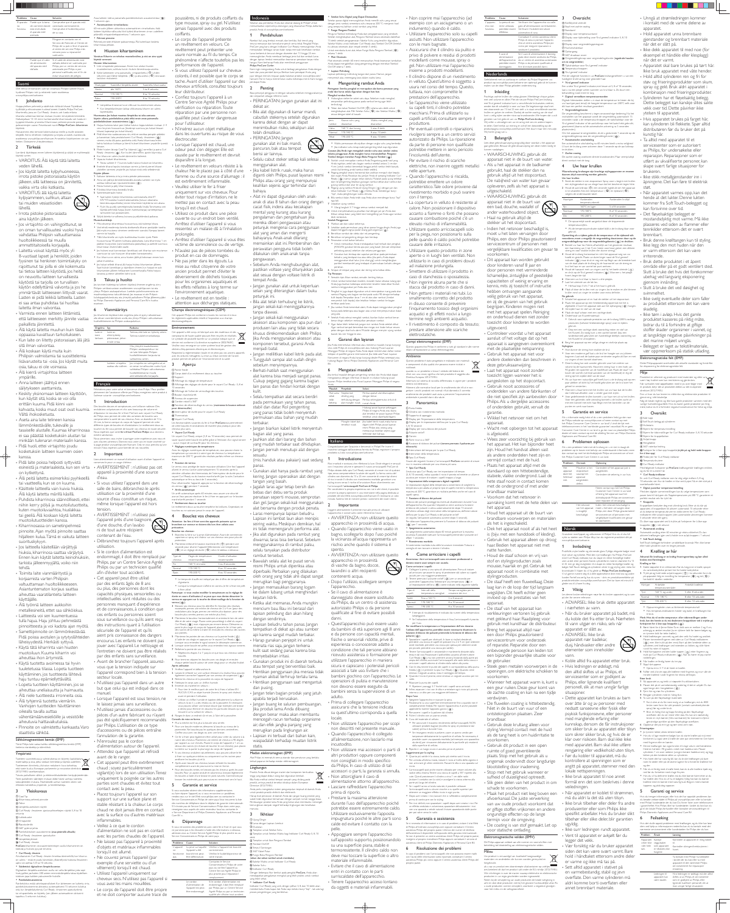## Suomi

### 2 Tärkeää

- VAROITUS: Älä käytä tätä laitetta veden lähellä.
- Jos käytät laitetta kylpyhuoneessa, irrota pistoke pistorasiasta käytön jälkeen, sillä laitteessa on jännitettä, vaikka virta olisi katkaistu.
- VAROITUS: Älä käytä laitetta kylpyammeen, suihkun, altaan tai muiden vesiastioiden lähellä.
- Irrota pistoke pistorasiasta aina käytön jälkeen.
- Jos virtajohto on vahingoittunut, se on vaihdettava Philipsin valtuuttamassa huoltoliikkeessä tai muulla ammattitaitoisella korjaajalla, jotta vaaratilanteilta vältytään.
- Laitetta voivat käyttää myös yli 8-vuotiaat lapset ja henkilöt, joiden fyysinen tai henkinen toimintakyky on rajoittunut tai joilla ei ole kokemusta tai tietoa laitteen käytöstä, jos heitä on neuvottu laitteen turvallisessa käytössä tai heitä on valvottu ja he ymmärtävät laitteeseen liittyvät vaarat. Lasten ei pidä leikkiä laitteella. Lasten ei saa antaa puhdistaa tai huoltaa laitetta ilman valvontaa.
- Varmista ennen laitteen liittämistä, että laitteeseen merkitty jännite vastaa paikallista jännitettä.
- Älä käytä laitetta muuhun kuin tässä oppaassa kuvattuun tarkoitukseen.
- Kun laite on liitetty pistorasiaan, älä jätä sitä ilman valvontaa.
- Älä koskaan käytä muita kuin Philipsin valmistamia tai suosittelemia lisävarusteita tai -osia. Jos käytät muita osia, takuu ei ole voimassa.
- Älä kierrä virtajohtoa laitteen ympärille.
- Anna laitteen jäähtyä ennen säilytykseen asettamista.
- Keskity hiusmuotoilussa laitteen käyttöön, kun käytät sitä, koska se voi olla erittäin kuuma. Pidä kiinni vain kahvasta, koska muut osat ovat kuumia. Vältä ihokosketusta.
- Aseta aina laite lämmön kestävälle, tasaiselle alustalle. Kuumaa kiharrinosaa ei saa päästä koskemaan alustaa tai muuta tulenarkaa materiaalia.
- Pidä laite poissa helposti syttyvistä esineistä ja materiaaleista, kun sen virta on kytkettynä.
- Älä peitä laitetta esimerkiksi pyyhkeellä tai vaatteella, kun se on kuuma.
- Käsittele laitetta vain kuivia hiuksia. Älä käytä laitetta märillä käsillä.
- Puhdista kiharrinosa säännöllisesti, ettei niihin kerry pölyä ja muotoilutuotteita, kuten muotovaahtoa, hiuslakkaa tai geeliä.
- Kiharrinosassa on tarttumaton pinnoite. Ajan myötä pinnoite saattaa hiljalleen kulua. Tämä ei vaikuta laitteen suorituskykyyn.
- Jos laitteessa käytetään värjättyjä hiuksia, kiharrinosa saattaa värjäytyä. Ennen kuin käytät laitetta keinohiuksiin, tarkista jälleenmyyjältä, voiko niin tehdä.
- Toimita laite vianmääritystä ja korjauksia varten Philipsin valtuuttamaan huoltoliikkeeseen. Asiantuntematon korjaus saattaa aiheuttaa vaarallisia tilanteita.
- Älä työnnä laitteen aukkoihin metalliesineitä, ettei saa sähköiskua.
- Pinnoite on valmistettu kankaasta. Varo vaatetusta ja pinnoitetta.

## Français

### 2 Important

- AVERTISSEMENT : n'utilisez pas cet appareil à proximité d'une source d'eau.
- Si vous utilisez l'appareil dans une salle de bains, débranchez-le après utilisation car la proximité d'une source d'eau constitue un risque, même lorsque l'appareil est hors tension.
- AVERTISSEMENT : n'utilisez pas l'appareil près d'une baignoire, d'une douche, d'un lavabo ni de tout autre récipient contenant de l'eau.
- Débranchez toujours l'appareil après utilisation.
- Si le cordon d'alimentation est endommagé, il doit être remplacé par Philips, par un Centre Service Agréé Philips ou par un technicien qualifié afin d'éviter tout accident.
- Cet appareil peut être utilisé par des enfants âgés de 8 ans ou plus, des personnes dont les capacités physiques, sensorielles ou intellectuelles sont réduites ou des personnes manquant d'expérience et de connaissances, à condition que ces enfants ou personnes soient sous surveillance ou qu'ils aient reçu des instructions quant à l'utilisation sécurisée de l'appareil et qu'ils aient pris connaissance des dangers encourus. Les enfants ne doivent pas jouer avec l'appareil. Le nettoyage et l'entretien ne doivent pas être réalisés par des enfants sans surveillance.
- Avant de brancher l'appareil, assurez-vous que la tension indiquée sur l'appareil correspond bien à la tension secteur locale.
- N'utilisez pas l'appareil dans un autre but que celui qui est indiqué dans ce manuel.
- Lorsque l'appareil est sous tension, ne le laissez jamais sans surveillance.
- N'utilisez jamais d'accessoires ou de pièces d'un autre fabricant ou n'ayant pas été spécifiquement recommandés par Philips. L'utilisation de ce type d'accessoires ou de pièces entraîne l'annulation de la garantie.
- N'enroulez pas le cordon d'alimentation autour de l'appareil.
- Attendez que l'appareil ait refroidi avant de le ranger.
- Cet appareil peut être extrêmement chaud ; soyez particulièrement vigilant(e) lors de son utilisation. Tenez uniquement la poignée car les autres parties sont chaudes et évitez tout contact avec la peau.
- Placez toujours l'appareil sur son support sur une surface plane et stable résistant à la chaleur. Le corps chauffant ne doit jamais être en contact avec la surface ou d'autres matériaux inflammables.
- Veillez à ce que le cordon d'alimentation ne soit pas en contact avec les parties chaudes de l'appareil.
- Ne laissez pas l'appareil à proximité d'objets et matériaux inflammables lorsqu'il est allumé.
- Ne couvrez jamais l'appareil par quelque chose (serviette ou vêtement) lorsqu'il est chaud.
- Utilisez l'appareil uniquement sur cheveux secs. N'utilisez pas l'appareil si vous avez les mains mouillées.
- Le corps de l'appareil doit être propre et ne doit comporter aucune trace de poussière, ni de produits coiffants du type mousse, spray ou gel. N'utilisez jamais l'appareil avec des produits coiffants.
- Le corps de l'appareil présente un revêtement en velours. Ce revêtement peut présenter une usure normale au fil du temps. Ce phénomène n'affecte toutefois pas les performances de l'appareil.
- Si vous utilisez l'appareil sur cheveux colorés, il est possible que le corps se tache. Avant d'utiliser l'appareil sur des cheveux artificiels, consultez toujours leur distributeur.
- Confiez toujours l'appareil à un Centre Service Agréé Philips pour vérification ou réparation. Toute réparation par une personne non qualifiée peut s'avérer dangereuse pour l'utilisateur.
- N'insérez aucun objet métallique dans les ouvertures au risque de vous électrocuter.
- Lorsque l'appareil est chaud, une odeur peut s'en dégager. Elle est causée par le revêtement et devrait disparaître à la longue.
- Le revêtement en velours résiste à la chaleur. Ne le placez pas à côté d'une flamme ou d'une source d'allumage : il est extrêmement inflammable.
- Veillez à ce que le revêtement n'entre en contact avec les cheveux.
- Utilisez le produit dans une pièce ouverte ou un endroit bien ventilé.
- N'utilisez l'appareil qu'avec les cheveux secs.

## Indonesia

### 2 Penting

- PERINGATAN: Jangan gunakan alat ini dekat air.
- Bila alat digunakan di kamar mandi, cabutlah stekernya setelah digunakan karena dekat dengan air dapat menimbulkan risiko, sekalipun alat telah dimatikan.
- PERINGATAN: Jangan gunakan alat ini dekat bak mandi, pancuran, bak atau tempat berisi air lainnya.
- Selalu cabut steker setiap kali selesai menggunakan alat.
- Jika kabel listrik rusak, maka harus diganti oleh Philips, pusat layanan resmi Philips atau orang yang memenuhi kualifikasi serupa agar terhindar dari bahaya.
- Alat ini dapat digunakan oleh anak-anak di atas 8 tahun dan orang dengan cacat fisik, indera atau kecakapan mental yang kurang atau kurang pengalaman dan pengetahuan jika mereka diberi pengawasan atau petunjuk mengenai cara penggunaan alat yang aman dan mengerti bahayanya. Anak-anak dilarang memainkan alat ini. Pembersihan dan perawatan pengguna tidak boleh dilakukan oleh anak-anak tanpa pengawasan.
- Sebelum Anda menghubungkan alat, pastikan voltase yang ditunjukkan pada alat sesuai dengan voltase listrik di tempat Anda.
- Jangan gunakan alat untuk keperluan selain yang dijelaskan dalam buku petunjuk ini.
- Bila alat telah terhubung ke listrik, jangan sekali-kali meninggalkannya tanpa diawasi.
- Jangan sekali-kali menggunakan aksesori atau komponen apa pun dari produsen lain atau yang tidak secara khusus direkomendasikan oleh Philips. Jika Anda menggunakan aksesori atau komponen tersebut, garansi Anda menjadi batal.
- Jangan melilitkan kabel listrik pada alat.
- Tunggulah sampai alat sudah dingin sebelum menyimpannya.
- Berhati-hatilah saat menggunakan alat karena bisa menjadi sangat panas. Cukup pegang gagang karena bagian lain panas dan hindari kontak dengan kulit.
- Selalu tempatkan alat secara berdiri pada permukaan yang tahan panas, rata dan stabil. Bagian pemanasnya tidak boleh menyentuh permukaan atau bahan yang mudah terbakar.
- Jangan biarkan kabel listrik mengenai bagian alat yang panas.
- Jauhkan alat dari barang dan bahan yang mudah terbakar saat dihidupkan.
- Jangan pernah menutupi alat dengan sesuatu (misl. handuk atau pakaian) saat sedang panas.
- Gunakan alat hanya pada rambut yang kering. Jangan gunakan alat dengan tangan yang basah.
- Jagalah agar tetap bersih dan bebas dari debu serta produk penataan seperti mousse, semprotan dan gel. Jangan sekali-kali menggunakan alat dengan produk penataan.
- Jika alat digunakan pada rambut yang diwarnai, laras bisa bernoda. Sebelum menggunakannya di rambut palsu, selalu tanyakan pada distributor rambut tersebut.
- Bawalah selalu alat ke pusat servis resmi Philips untuk diperiksa atau diperbaiki. Perbaikan yang dilakukan oleh orang yang tidak ahli dapat menimbulkan bahaya.
- Jangan memasukkan barang logam ke dalam lubang untuk menghindari sengatan listrik.
- Ketika alat memanas, Anda mungkin mencium bau. Bau ini berasal dari lapisan pelindung dan akan hilang dengan sendirinya.
- Lapisan beludru tahan panas, jangan tempatkan di dekat api atau sumber api karena sangat mudah terbakar.
- Harap gunakan penjepit ini untuk merapikan rambut.
- Gunakan produk ini di daerah terbuka atau tempat yang berventilasi baik.
- Hentikan penggunaan jika merasa tidak nyaman akibat terhirup serat lainnya.

## Italiano

### 2 Importante

- AVVERTENZA: non utilizzare questo apparecchio in prossimità di acqua.
- Quando l'apparecchio viene usato in bagno, scollegarlo dopo l'uso poiché la vicinanza all'acqua rappresenta un rischio anche quando è spento.
- AVVERTENZA: non utilizzare questo apparecchio in prossimità di vasche da bagno, docce, lavandini o altri recipienti contenenti acqua.
- Dopo l'utilizzo, scollegare sempre l'apparecchio.
- Se il cavo di alimentazione è danneggiato deve essere sostituito da Philips, da un centro di assistenza autorizzato Philips o da persone qualificate al fine di evitare possibili danni.
- Quest'apparecchio può essere usato da bambini di età superiore agli 8 anni e da persone con capacità mentali, fisiche o sensoriali ridotte, prive di esperienza o conoscenze adatte a condizione che tali persone abbiano ricevuto assistenza o formazione per utilizzare l'apparecchio in maniera sicura e capiscano i potenziali pericoli associati a tale uso. Evitare che i bambini giochino con l'apparecchio. Le operazioni di pulizia e manutenzione non devono essere eseguite da bambini senza la supervisione di un adulto.
- Prima di collegare l'apparecchio assicuratevi che la tensione indicata su quest'ultimo corrisponda a quella locale.
- Non utilizzare l'apparecchio per scopi non descritti nel presente manuale.
- Quando l'apparecchio è collegato all'alimentazione, non lasciatelo mai incustodito.
- Non utilizzate mai accessori o parti di altri produttori oppure componenti non consigliati in modo specifico da Philips. In caso di utilizzo di tali accessori o parti, la garanzia si annulla.
- Non attorcigliate il cavo di alimentazione attorno all'apparecchio.
- Lasciate raffreddare l'apparecchio prima di riporlo.
- Prestate la massima attenzione durante l'uso dell'apparecchio poiché potrebbe essere estremamente caldo. Utilizzate esclusivamente l'apposita impugnatura poiché le altre parti sono calde ed evitate il contatto con la pelle.
- Appoggiate sempre l'apparecchio sull'apposito supporto, posizionandolo su una superficie piana, stabile e termoresistente. Il cilindro caldo non deve mai toccare la superficie o altro materiale infiammabile.
- Evitate che il cavo di alimentazione entri in contatto con le parti surriscaldate dell'apparecchio.
- Tenere l'apparecchio acceso lontano da oggetti e materiali infiammabili.
- Non coprire mai l'apparecchio (ad esempio con un asciugamano o un indumento) quando è caldo.
- Utilizzate l'apparecchio solo su capelli asciutti. Non utilizzare l'apparecchio con le mani bagnate.
- Assicuratevi che il cilindro sia pulito e privo di polvere e residui di prodotti modellanti come mousse, spray o gel. Non utilizzate mai l'apparecchio insieme a prodotti modellanti.
- Il cilindro dispone di un rivestimento in velluto. Quest'ultimo è soggetto a usura nel corso del tempo. Questo, tuttavia, non compromette le prestazioni dell'apparecchio.
- Se l'apparecchio viene utilizzato su capelli tinti, il cilindro potrebbe macchiarsi. Prima di utilizzarlo su capelli artificiali, consultate sempre il produttore.
- Per eventuali controlli o riparazioni, rivolgersi sempre a un centro servizi autorizzato da Philips. La riparazione da parte di persone non qualificate potrebbe essere estremamente pericolosa per l'utente.
- Per evitare il rischio di scosse elettriche, non inserite oggetti metallici nelle aperture.
- Quando l'apparecchio si riscalda, potrebbe emettere un odore. Questo odore è causato dal rivestimento e dovrebbe scomparire con il tempo.
- La copertura in velluto è resistente al calore. Non posizionare il dispositivo accanto a fiamme o fonti che possano causare combustione poiché è un elevato rischio di infiammabilità.
- Utilizzate questo arricciacapelli solo per la piega, non posizionarlo sulla pelle quando è caldo poiché potrebbe causare ustioni e irritazioni.
- Utilizzare questo prodotto in aree aperte o in luoghi ben ventilati. Non utilizzarlo in caso di problemi dovuti ad inalazione prolungata.
- Smettere di utilizzare il prodotto in caso di stanchezza o sonnolenza.
- Non ingerire alcuna parte che si stacca dal prodotto in caso di danni.
- Non gettare i materiali nei tubi. Lo smaltimento corretto del prodotto in disuso consente di prevenire l'inquinamento tossico degli organismi acquatici e non solo.
- Il rivestimento di cotone potrebbe generare dell'elettricità statica, prestare attenzione alle scariche elettrostatiche.

## Nederlands

### 2 Belangrijk

- WAARSCHUWING: gebruik dit apparaat niet in de buurt van water.
- Als u het apparaat in de badkamer gebruikt, haal de stekker dan na gebruik altijd uit het stopcontact. De nabijheid van water kan gevaar opleveren, zelfs als het apparaat is uitgeschakeld.
- WAARSCHUWING: gebruik dit apparaat niet in de buurt van een bad, douche, wastafel of ander waterhoudend object.
- Haal na gebruik altijd de stekker uit het stopcontact.
- Indien het netsnoer beschadigd is, moet u het laten vervangen door Philips, een door Philips geautoriseerd servicecentrum of personen met vergelijkbare kwalificaties om gevaar te voorkomen.
- Dit apparaat kan worden gebruikt door kinderen vanaf 8 jaar en door personen met verminderde lichamelijke, zintuiglijke of geestelijke vermogens of weinig ervaring en kennis, mits zij toezicht of instructie hebben ontvangen aangaande veilig gebruik van het apparaat, en zij de gevaren van het gebruik begrijpen. Kinderen mogen niet met het apparaat spelen. Reiniging en onderhoud dienen niet zonder toezicht door kinderen te worden uitgevoerd.
- Controleer voordat u het apparaat aansluit of het voltage dat op het apparaat is aangegeven overeenkomt met de plaatselijke netspanning.
- Gebruik het apparaat niet voor andere doeleinden dan beschreven in deze gebruiksaanwijzing.
- Laat het apparaat nooit zonder toezicht liggen wanneer het is aangesloten op het stopcontact.
- Gebruik nooit accessoires of onderdelen van andere fabrikanten of die niet specifiek zijn aanbevolen door Philips. Als u dergelijke accessoires of onderdelen gebruikt, vervalt de garantie.
- Wikkel het netsnoer niet om het apparaat.
- Wacht met opbergen tot het apparaat is afgekoeld.
- Wees zeer voorzichtig bij gebruik van het apparaat. Het kan bijzonder heet zijn. Houd het handvat alleen vast als andere onderdelen heet zijn en vermijd contact met de huid.
- Plaats het apparaat altijd met de standaard op een hittebestendige, stabiele, vlakke ondergrond. Laat de hete staaf nooit in contact komen met de ondergrond of met ander brandbaar materiaal.
- Voorkom dat het netsnoer in aanraking komt met de hete delen van het apparaat.
- Houd het apparaat uit de buurt van brandbare voorwerpen en materialen als het is ingeschakeld.
- Dek het apparaat nooit af als het heet is (bijv. met een handdoek of kleding).
- Gebruik het apparaat alleen op droog haar. Bedien het apparaat niet met natte handen.
- Houd de staaf schoon en vrij van stof en stylingproducten zoals mousse, haarlak en gel. Gebruik het apparaat nooit in combinatie met stylingproducten.
- De staaf heeft een fluweeldlaag. Deze laag kan in de loop der tijd langzaam wegslijten. Dit heeft echter geen invloed op de prestaties van het apparaat.
- Als het apparaat wordt gebruikt voor gekleurd haar, kan de staaf verkleuren. Raadpleeg voor gebruik met kunsthaar altijd de distributeur.
- Breng het apparaat altijd naar een door Philips geautoriseerd servicecentrum voor onderzoek of reparatie. Reparatie door een onbevoegd persoon kan leiden tot een bijzonder gevaarlijke situatie voor de gebruiker.
- Steek geen metalen voorwerpen in de openingen, om elektrische schokken te voorkomen.
- Wanneer het apparaat warm is, kunt u een geur ruiken. Deze geur komt van de zachte coating en kan na een tijdje verdwijnen.
- De fluwelen coating is hittebestendig. Niet in de buurt van vuur of een ontstekingsbron plaatsen. Zeer brandbaar.
- Gebruik deze krultang alleen voor het stylen van haar. Plaats hem niet op de huid wanneer hij heet is, om brandwonden en irritatie te voorkomen.
- Gebruik dit product in een open ruimte of goed geventileerde plaats. Stop met het gebruik als u ongemak ondervindt door langdurige blootstelling door inademing.
- Stop met het gebruik wanneer u suf of duizelig wordt.
- Slik geen stukken van het product in, om de schade te voorkomen.
- Maak het product niet leeg boven een afvoerkanaal. De juiste verwerking van uw oude product voorkomt dat er giftige stoffen vrijkomen en andere ongunstige effecten op de lange termijn voor de omgeving.
- De coating kan statische elektriciteit genereren; let op voor statische ontlading.

## Norsk

### 2 Viktig

- ADVARSEL: Ikke bruk dette apparatet i nærheten av vann.
- Når du bruker apparatet på badet, må du koble det fra etter bruk. Nærhet til vann utgjør en risiko, selv når apparatet er slått av.
- ADVARSEL: Ikke bruk apparatet nær badekar, dusj, håndvasker eller andre elementer som inneholder vann.
- Koble alltid fra apparatet etter bruk.
- Hvis ledningen er skadet, må den alltid byttes ut av Philips, et servicesenter som er godkjent av Philips eller lignende kvalifiserte personer, slik at man unngår farlige situasjoner.
- Dette apparatet kan brukes av barn over åtte år og av personer med nedsatt sanseevne eller fysisk eller psykisk funksjonsevne, eller personer med manglende erfaring eller kunnskap, dersom de får instruksjoner om sikker bruk av apparatet eller tilsyn som sikrer sikker bruk, og hvis de er klar over risikoen. Barn skal ikke leke med apparatet. Barn skal ikke utføre rengjøring eller vedlikehold uten tilsyn.
- Før du kobler til apparatet, må du kontrollere at spenningen som er angitt på apparatet, stemmer med den lokale nettspenningen.
- Ikke bruk apparatet til andre formål enn det som beskrives i denne brukerhåndboken.
- Når apparatet er koblet til strømmen, må du aldri la det stå uten tilsyn.
- Ikke bruk tilbehør eller deler fra andre produsenter eller som Philips ikke spesifikt anbefaler. Hvis du bruker slikt tilbehør eller slike deler, blir garantien ugyldig.
- Ikke surr ledningen rundt apparatet.
- Vent til apparatet er avkjølt før du legger det vekk.
- Vær forsiktig når du bruker apparatet siden det kan være svært varmt. Bare hold i håndtaket ettersom andre deler er varme og ikke ha det nær huden.
- Sett alltid apparatet i stativet på en varmebestandig, stabil og jevn overflate. Den varme sylinderen må aldri komme borti overflaten eller annet brennbart materiale.
- Unngå at strømledningen kommer i kontakt med de varme delene av apparatet.
- Hold apparatet unna brennbare gjenstander og brennbart materiale når det er slått på.
- Ikke dekk apparatet til med noe (for eksempel et håndkle eller klesplagg) når det er varmt.
- Apparatet skal bare brukes på tørt hår. Ikke bruk apparatet med våte hender.
- Hold alltid sylinderen ren og fri for støv og frisyreprodukter som skum, spray og gelé. Bruk aldri apparatet i kombinasjon med frisyreprodukter.
- Sylinderen har et fløyelsaktig belegg. Dette belegget kan sakte slites vekk over tid. Dette påvirker ikke ytelsen til apparatet.
- Hvis apparatet brukes på farget hår, kan sylinderen bli flekkete. Spør alltid distributøren før du bruker det på kunstig hår.
- Ta alltid med apparatet til et servicesenter som er autorisert av Philips, for undersøkelse eller reparasjon. Reparasjon som er utført av ukvalifiserte personer, kan skape svært farlige situasjoner for brukeren.
- Ikke stikk metallgjenstander inn i åpningene. Det kan føre til elektrisk støt.
- Når apparatet varmes opp, kan det hende at det lukter. Denne lukten kommer fra det myke belegget og kan forsvinne over tid.
- Det fløyelsaktige belegget er motstandsdyktig mot varme. På ikke plasseres ved siden av flammer eller tennkilder ettersom det er svært brennbart.
- Bruk denne krølltangen kun til styling. Ikke legg den mot huden når den er varm ettersom det kan være irriterende.
- Bruk dette produktet i et åpent område eller på et godt ventilert sted. Slutt å bruke det hvis det forekommer ubehag ved langvarig eksponering gjennom innånding.
- Slutt å bruke det ved døsighet og svimmelhet.
- Ikke svelg eventuelle deler som faller av produktet ettersom det kan være skadelig.
- Ikke tøm i avløp. Hvis det gamle produktet kastes på riktig måte, bidrar du til å forhindre at giftige stoffer skader organismer i vannet, og at langsiktige negative påvirkninger på det marine miljøet unngås.
- Belegget er laget av bomullsstoff, vær oppmerksom på statisk utlading.